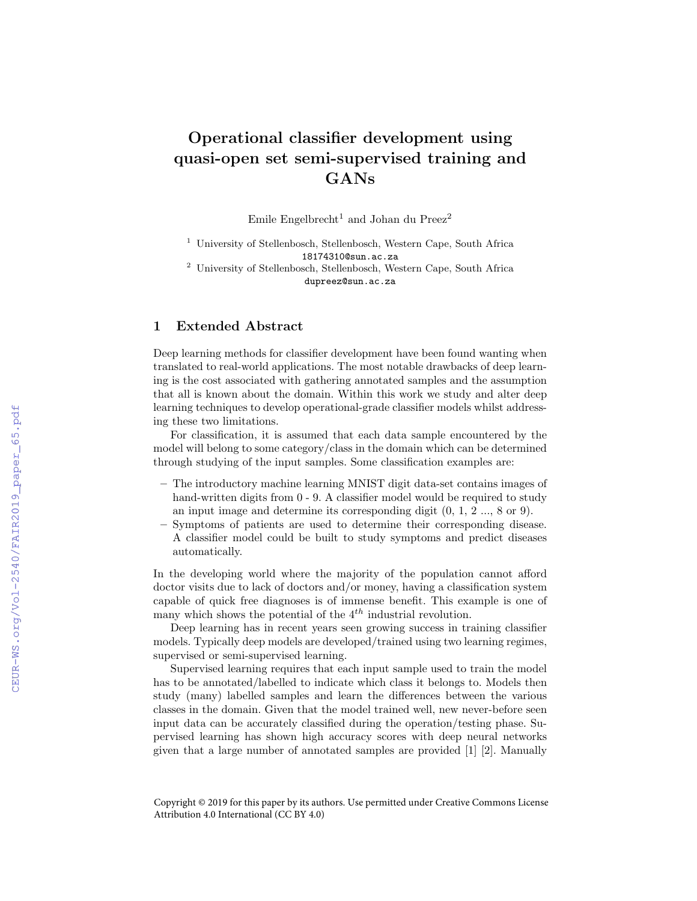# Operational classifier development using quasi-open set semi-supervised training and GANs

Emile Engelbrecht[1] and Johan du Preez[2]

[1] University of Stellenbosch, Stellenbosch, Western Cape, South Africa
18174310@sun.ac.za

[2] University of Stellenbosch, Stellenbosch, Western Cape, South Africa
dupreez@sun.ac.za

## 1 Extended Abstract

Deep learning methods for classifier development have been found wanting when translated to real-world applications. The most notable drawbacks of deep learning is the cost associated with gathering annotated samples and the assumption that all is known about the domain. Within this work we study and alter deep learning techniques to develop operational-grade classifier models whilst addressing these two limitations.

For classification, it is assumed that each data sample encountered by the model will belong to some category/class in the domain which can be determined through studying of the input samples. Some classification examples are:

- The introductory machine learning MNIST digit data-set contains images of hand-written digits from 0 - 9. A classifier model would be required to study an input image and determine its corresponding digit (0, 1, 2 ..., 8 or 9).
- Symptoms of patients are used to determine their corresponding disease. A classifier model could be built to study symptoms and predict diseases automatically.

In the developing world where the majority of the population cannot afford doctor visits due to lack of doctors and/or money, having a classification system capable of quick free diagnoses is of immense benefit. This example is one of many which shows the potential of the $4^{th}$ industrial revolution.

Deep learning has in recent years seen growing success in training classifier models. Typically deep models are developed/trained using two learning regimes, supervised or semi-supervised learning.

Supervised learning requires that each input sample used to train the model has to be annotated/labelled to indicate which class it belongs to. Models then study (many) labelled samples and learn the differences between the various classes in the domain. Given that the model trained well, new never-before seen input data can be accurately classified during the operation/testing phase. Supervised learning has shown high accuracy scores with deep neural networks given that a large number of annotated samples are provided [1] [2]. Manually

Copyright © 2019 for this paper by its authors. Use permitted under Creative Commons License Attribution 4.0 International (CC BY 4.0)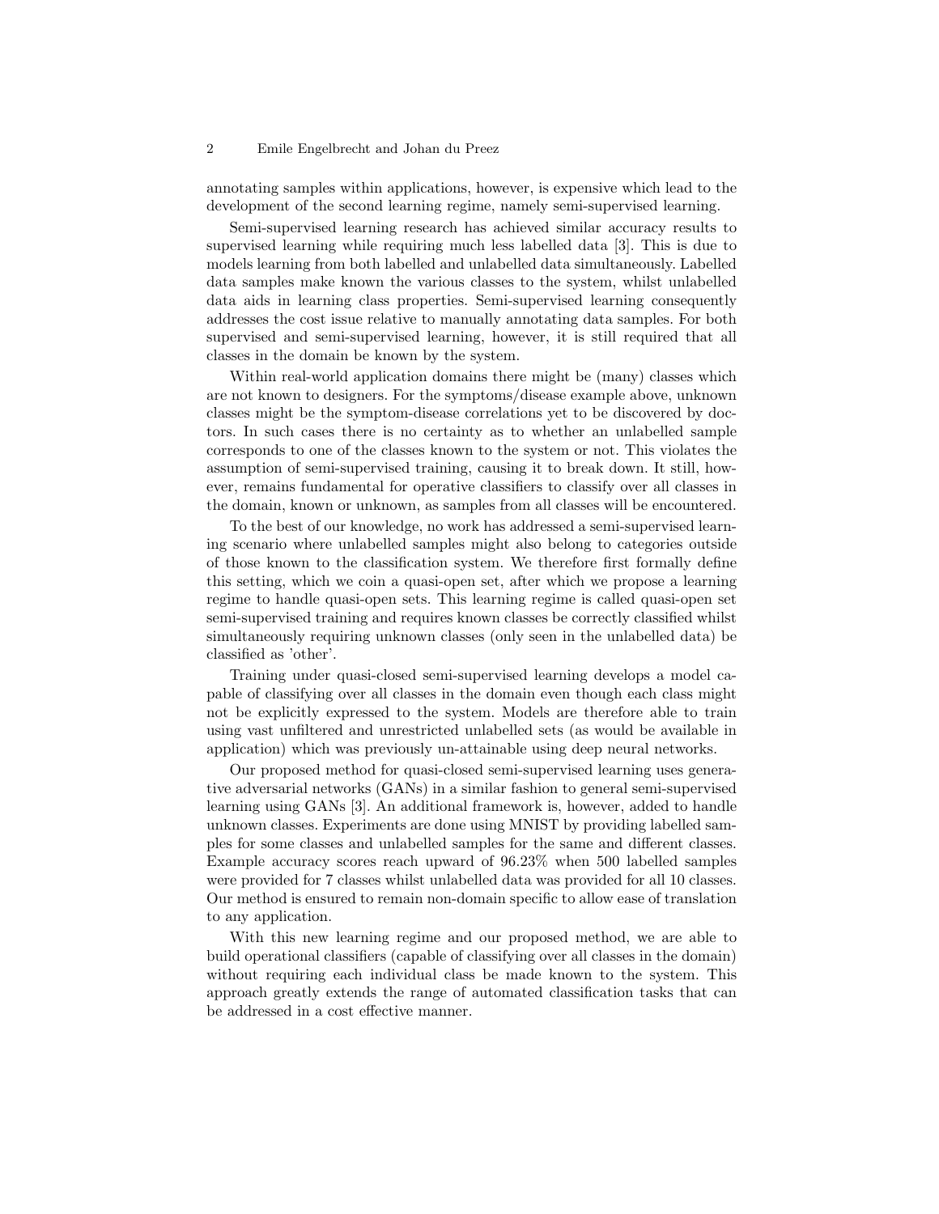annotating samples within applications, however, is expensive which lead to the development of the second learning regime, namely semi-supervised learning.

Semi-supervised learning research has achieved similar accuracy results to supervised learning while requiring much less labelled data [3]. This is due to models learning from both labelled and unlabelled data simultaneously. Labelled data samples make known the various classes to the system, whilst unlabelled data aids in learning class properties. Semi-supervised learning consequently addresses the cost issue relative to manually annotating data samples. For both supervised and semi-supervised learning, however, it is still required that all classes in the domain be known by the system.

Within real-world application domains there might be (many) classes which are not known to designers. For the symptoms/disease example above, unknown classes might be the symptom-disease correlations yet to be discovered by doctors. In such cases there is no certainty as to whether an unlabelled sample corresponds to one of the classes known to the system or not. This violates the assumption of semi-supervised training, causing it to break down. It still, however, remains fundamental for operative classifiers to classify over all classes in the domain, known or unknown, as samples from all classes will be encountered.

To the best of our knowledge, no work has addressed a semi-supervised learning scenario where unlabelled samples might also belong to categories outside of those known to the classification system. We therefore first formally define this setting, which we coin a quasi-open set, after which we propose a learning regime to handle quasi-open sets. This learning regime is called quasi-open set semi-supervised training and requires known classes be correctly classified whilst simultaneously requiring unknown classes (only seen in the unlabelled data) be classified as 'other'.

Training under quasi-closed semi-supervised learning develops a model capable of classifying over all classes in the domain even though each class might not be explicitly expressed to the system. Models are therefore able to train using vast unfiltered and unrestricted unlabelled sets (as would be available in application) which was previously un-attainable using deep neural networks.

Our proposed method for quasi-closed semi-supervised learning uses generative adversarial networks (GANs) in a similar fashion to general semi-supervised learning using GANs [3]. An additional framework is, however, added to handle unknown classes. Experiments are done using MNIST by providing labelled samples for some classes and unlabelled samples for the same and different classes. Example accuracy scores reach upward of 96.23% when 500 labelled samples were provided for 7 classes whilst unlabelled data was provided for all 10 classes. Our method is ensured to remain non-domain specific to allow ease of translation to any application.

With this new learning regime and our proposed method, we are able to build operational classifiers (capable of classifying over all classes in the domain) without requiring each individual class be made known to the system. This approach greatly extends the range of automated classification tasks that can be addressed in a cost effective manner.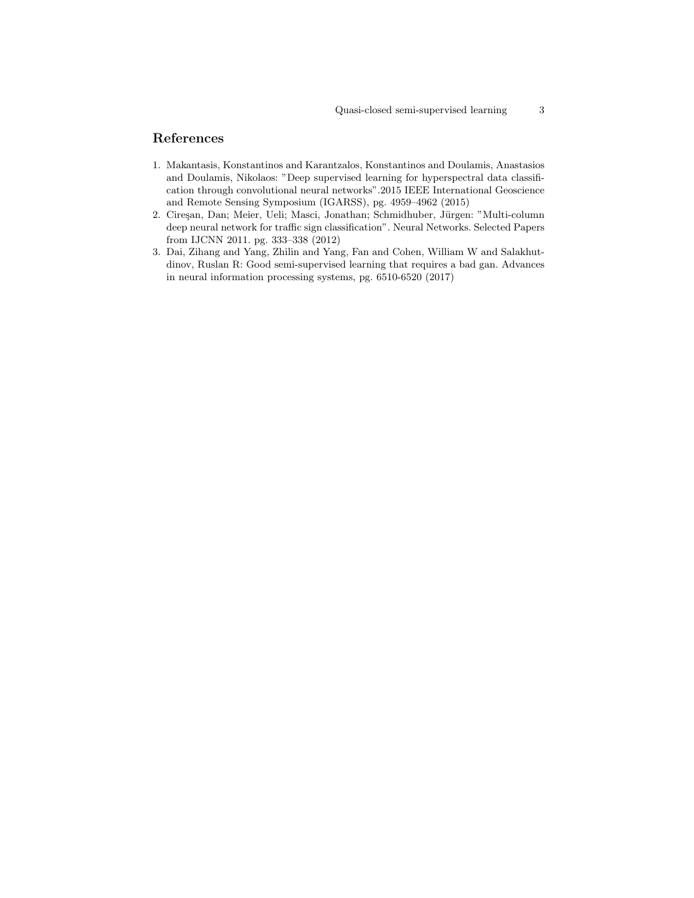## References

1. Makantasis, Konstantinos and Karantzalos, Konstantinos and Doulamis, Anastasios and Doulamis, Nikolaos: "Deep supervised learning for hyperspectral data classification through convolutional neural networks".2015 IEEE International Geoscience and Remote Sensing Symposium (IGARSS), pg. 4959–4962 (2015)
2. Cireşan, Dan; Meier, Ueli; Masci, Jonathan; Schmidhuber, Jürgen: "Multi-column deep neural network for traffic sign classification". Neural Networks. Selected Papers from IJCNN 2011. pg. 333–338 (2012)
3. Dai, Zihang and Yang, Zhilin and Yang, Fan and Cohen, William W and Salakhutdinov, Ruslan R: Good semi-supervised learning that requires a bad gan. Advances in neural information processing systems, pg. 6510-6520 (2017)